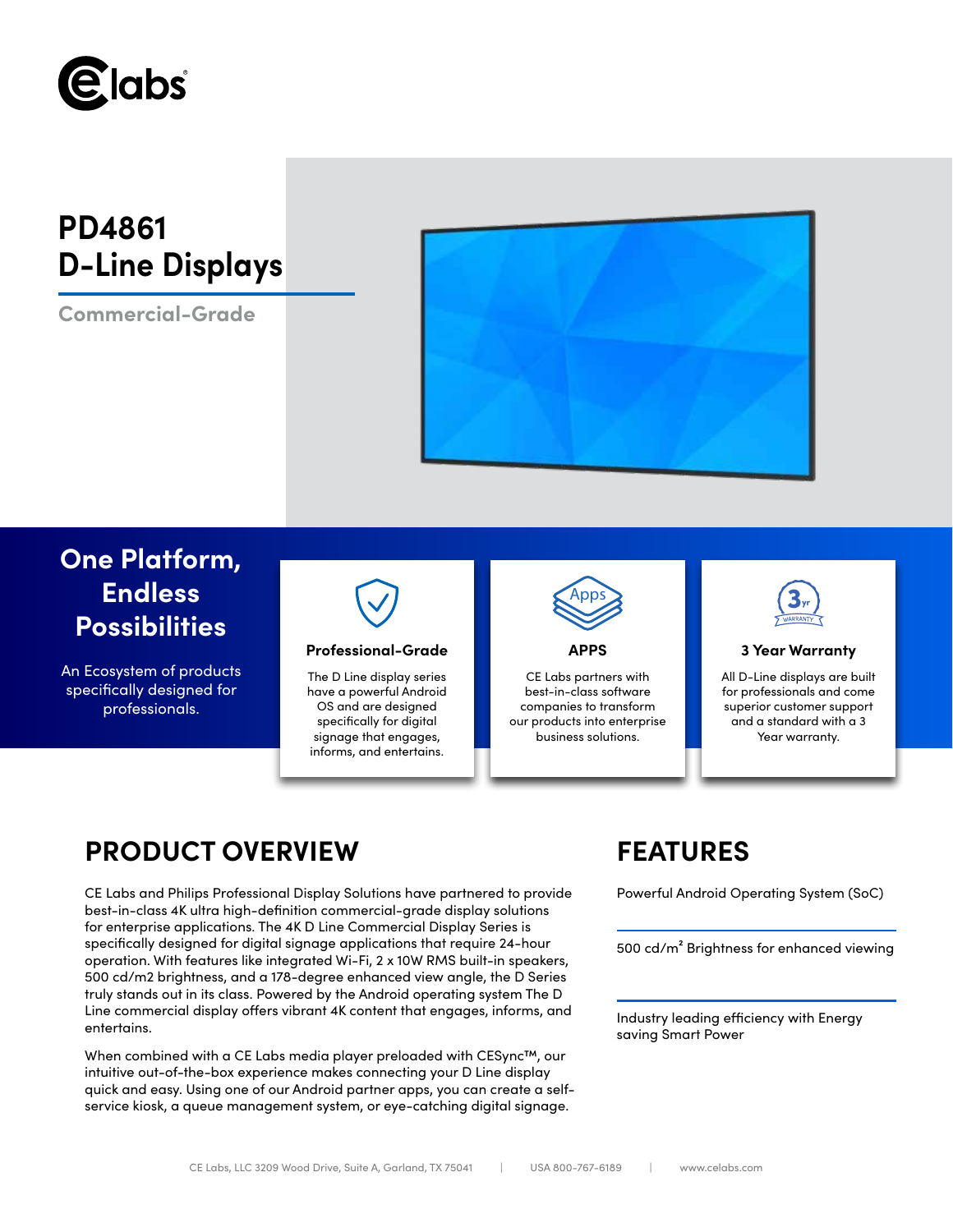# PD4861 D-Line Displays

Commercial-Grade

## One Platform, Endless Possibilities

An Ecosystem of products specifically designed for professionals.

### Professional-Grade

The D Line display series have a powerful Android OS and are designed specifically for digital signage that engages, informs, and entertains.

### APPS

CE Labs partners with best-in-class software companies to transform our products into enterprise business solutions.

### 3 Year Warranty

All D-Line displays are built for professionals and come superior customer support and a standard with a 3 Year warranty.

## PRODUCT OVERVIEW

CE Labs and Philips Professional Display Solutions have partnered to provide best-in-class 4K ultra high-definition commercial-grade display solutions for enterprise applications. The 4K D Line Commercial Display Series is specifically designed for digital signage applications that require 24-hour operation. With features like integrated Wi-Fi, 2 x 10W RMS built-in speakers, 500 cd/m2 brightness, and a 178-degree enhanced view angle, the D Series truly stands out in its class. Powered by the Android operating system The D Line commercial display offers vibrant 4K content that engages, informs, and entertains.

When combined with a CE Labs media player preloaded with CESync™, our intuitive out-of-the-box experience makes connecting your D Line display quick and easy. Using one of our Android partner apps, you can create a self-service kiosk, a queue management system, or eye-catching digital signage.

## FEATURES

Powerful Android Operating System (SoC)

500 cd/m² Brightness for enhanced viewing

Industry leading efficiency with Energy saving Smart Power

CE Labs, LLC 3209 Wood Drive, Suite A, Garland, TX 75041 | USA 800-767-6189 | www.celabs.com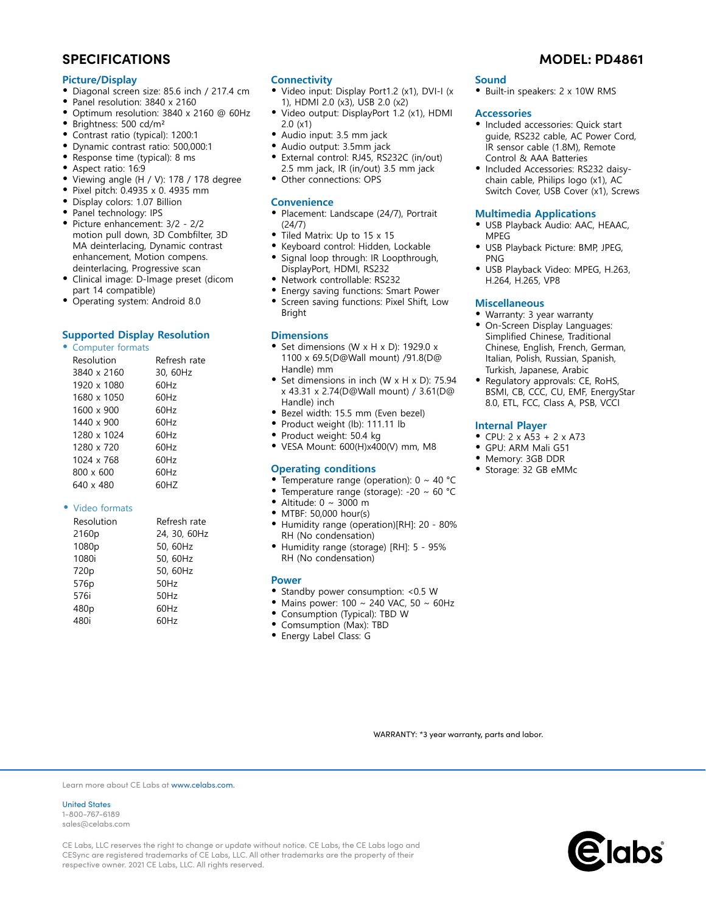# SPECIFICATIONS

# MODEL: PD4861

## Picture/Display

- Diagonal screen size: 85.6 inch / 217.4 cm
- Panel resolution: 3840 x 2160
- Optimum resolution: 3840 x 2160 @ 60Hz
- Brightness: 500 cd/m²
- Contrast ratio (typical): 1200:1
- Dynamic contrast ratio: 500,000:1
- Response time (typical): 8 ms
- Aspect ratio: 16:9
- Viewing angle (H / V): 178 / 178 degree
- Pixel pitch: 0.4935 x 0. 4935 mm
- Display colors: 1.07 Billion
- Panel technology: IPS
- Picture enhancement: 3/2 - 2/2 motion pull down, 3D Combfilter, 3D MA deinterlacing, Dynamic contrast enhancement, Motion compens. deinterlacing, Progressive scan
- Clinical image: D-Image preset (dicom part 14 compatible)
- Operating system: Android 8.0

## Supported Display Resolution

- Computer formats

| Resolution | Refresh rate |
|---|---|
| 3840 x 2160 | 30, 60Hz |
| 1920 x 1080 | 60Hz |
| 1680 x 1050 | 60Hz |
| 1600 x 900 | 60Hz |
| 1440 x 900 | 60Hz |
| 1280 x 1024 | 60Hz |
| 1280 x 720 | 60Hz |
| 1024 x 768 | 60Hz |
| 800 x 600 | 60Hz |
| 640 x 480 | 60HZ |

- Video formats

| Resolution | Refresh rate |
|---|---|
| 2160p | 24, 30, 60Hz |
| 1080p | 50, 60Hz |
| 1080i | 50, 60Hz |
| 720p | 50, 60Hz |
| 576p | 50Hz |
| 576i | 50Hz |
| 480p | 60Hz |
| 480i | 60Hz |

## Connectivity

- Video input: Display Port1.2 (x1), DVI-I (x 1), HDMI 2.0 (x3), USB 2.0 (x2)
- Video output: DisplayPort 1.2 (x1), HDMI 2.0 (x1)
- Audio input: 3.5 mm jack
- Audio output: 3.5mm jack
- External control: RJ45, RS232C (in/out) 2.5 mm jack, IR (in/out) 3.5 mm jack
- Other connections: OPS

## Convenience

- Placement: Landscape (24/7), Portrait (24/7)
- Tiled Matrix: Up to 15 x 15
- Keyboard control: Hidden, Lockable
- Signal loop through: IR Loopthrough, DisplayPort, HDMI, RS232
- Network controllable: RS232
- Energy saving functions: Smart Power
- Screen saving functions: Pixel Shift, Low Bright

## Dimensions

- Set dimensions (W x H x D): 1929.0 x 1100 x 69.5(D@Wall mount) /91.8(D@ Handle) mm
- Set dimensions in inch (W x H x D): 75.94 x 43.31 x 2.74(D@Wall mount) / 3.61(D@ Handle) inch
- Bezel width: 15.5 mm (Even bezel)
- Product weight (lb): 111.11 lb
- Product weight: 50.4 kg
- VESA Mount: 600(H)x400(V) mm, M8

## Operating conditions

- Temperature range (operation): 0 ~ 40 °C
- Temperature range (storage): -20 ~ 60 °C
- Altitude: 0 ~ 3000 m
- MTBF: 50,000 hour(s)
- Humidity range (operation)[RH]: 20 - 80% RH (No condensation)
- Humidity range (storage) [RH]: 5 - 95% RH (No condensation)

## Power

- Standby power consumption: <0.5 W
- Mains power: 100 ~ 240 VAC, 50 ~ 60Hz
- Consumption (Typical): TBD W
- Comsumption (Max): TBD
- Energy Label Class: G

## Sound

- Built-in speakers: 2 x 10W RMS

## Accessories

- Included accessories: Quick start guide, RS232 cable, AC Power Cord, IR sensor cable (1.8M), Remote Control & AAA Batteries
- Included Accessories: RS232 daisy-chain cable, Philips logo (x1), AC Switch Cover, USB Cover (x1), Screws

## Multimedia Applications

- USB Playback Audio: AAC, HEAAC, MPEG
- USB Playback Picture: BMP, JPEG, PNG
- USB Playback Video: MPEG, H.263, H.264, H.265, VP8

## Miscellaneous

- Warranty: 3 year warranty
- On-Screen Display Languages: Simplified Chinese, Traditional Chinese, English, French, German, Italian, Polish, Russian, Spanish, Turkish, Japanese, Arabic
- Regulatory approvals: CE, RoHS, BSMI, CB, CCC, CU, EMF, EnergyStar 8.0, ETL, FCC, Class A, PSB, VCCI

## Internal Player

- CPU: 2 x A53 + 2 x A73
- GPU: ARM Mali G51
- Memory: 3GB DDR
- Storage: 32 GB eMMc

WARRANTY: *3 year warranty, parts and labor.

Learn more about CE Labs at www.celabs.com.

United States
1-800-767-6189
sales@celabs.com

CE Labs, LLC reserves the right to change or update without notice. CE Labs, the CE Labs logo and CESync are registered trademarks of CE Labs, LLC. All other trademarks are the property of their respective owner. 2021 CE Labs, LLC. All rights reserved.